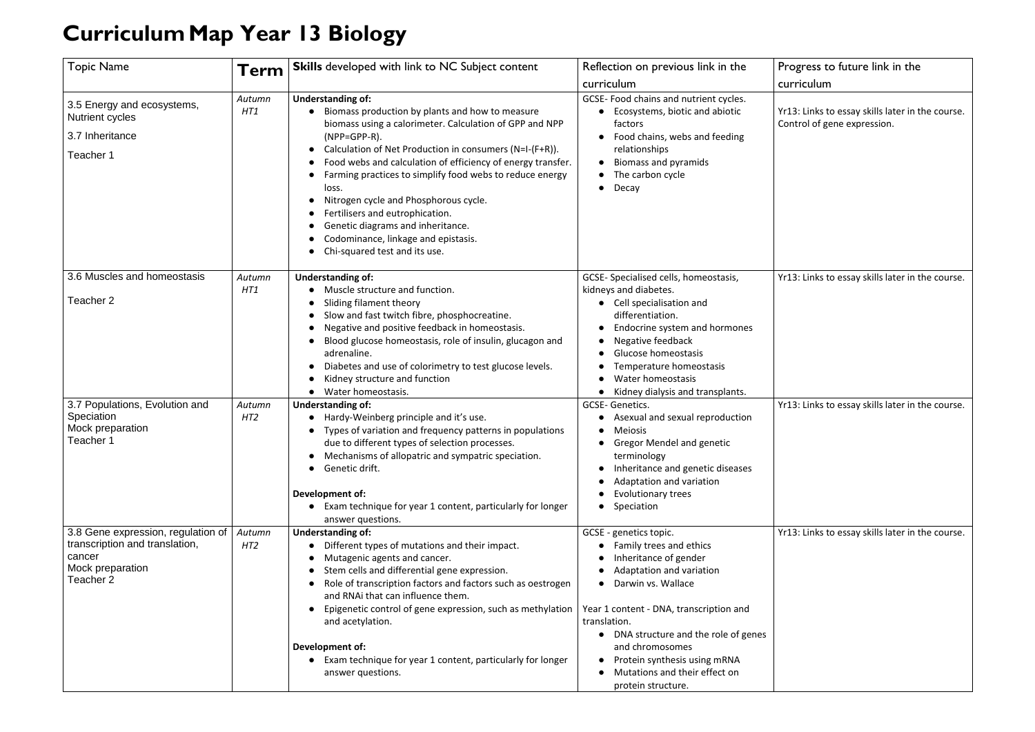# Curriculum Map Year 13 Biology

| Topic Name | Term | **Skills** developed with link to NC Subject content | Reflection on previous link in the curriculum | Progress to future link in the curriculum |
|---|---|---|---|---|
| 3.5 Energy and ecosystems, Nutrient cycles<br>3.7 Inheritance<br>Teacher 1 | *Autumn HT1* | **Understanding of:**<br>• Biomass production by plants and how to measure biomass using a calorimeter. Calculation of GPP and NPP (NPP=GPP-R).<br>• Calculation of Net Production in consumers (N=I-(F+R)).<br>• Food webs and calculation of efficiency of energy transfer.<br>• Farming practices to simplify food webs to reduce energy loss.<br>• Nitrogen cycle and Phosphorous cycle.<br>• Fertilisers and eutrophication.<br>• Genetic diagrams and inheritance.<br>• Codominance, linkage and epistasis.<br>• Chi-squared test and its use. | GCSE- Food chains and nutrient cycles.<br>• Ecosystems, biotic and abiotic factors<br>• Food chains, webs and feeding relationships<br>• Biomass and pyramids<br>• The carbon cycle<br>• Decay | Yr13: Links to essay skills later in the course. Control of gene expression. |
| 3.6 Muscles and homeostasis<br>Teacher 2 | *Autumn HT1* | **Understanding of:**<br>• Muscle structure and function.<br>• Sliding filament theory<br>• Slow and fast twitch fibre, phosphocreatine.<br>• Negative and positive feedback in homeostasis.<br>• Blood glucose homeostasis, role of insulin, glucagon and adrenaline.<br>• Diabetes and use of colorimetry to test glucose levels.<br>• Kidney structure and function<br>• Water homeostasis. | GCSE- Specialised cells, homeostasis, kidneys and diabetes.<br>• Cell specialisation and differentiation.<br>• Endocrine system and hormones<br>• Negative feedback<br>• Glucose homeostasis<br>• Temperature homeostasis<br>• Water homeostasis<br>• Kidney dialysis and transplants. | Yr13: Links to essay skills later in the course. |
| 3.7 Populations, Evolution and Speciation<br>Mock preparation<br>Teacher 1 | *Autumn HT2* | **Understanding of:**<br>• Hardy-Weinberg principle and it's use.<br>• Types of variation and frequency patterns in populations due to different types of selection processes.<br>• Mechanisms of allopatric and sympatric speciation.<br>• Genetic drift.<br><br>**Development of:**<br>• Exam technique for year 1 content, particularly for longer answer questions. | GCSE- Genetics.<br>• Asexual and sexual reproduction<br>• Meiosis<br>• Gregor Mendel and genetic terminology<br>• Inheritance and genetic diseases<br>• Adaptation and variation<br>• Evolutionary trees<br>• Speciation | Yr13: Links to essay skills later in the course. |
| 3.8 Gene expression, regulation of transcription and translation, cancer<br>Mock preparation<br>Teacher 2 | *Autumn HT2* | **Understanding of:**<br>• Different types of mutations and their impact.<br>• Mutagenic agents and cancer.<br>• Stem cells and differential gene expression.<br>• Role of transcription factors and factors such as oestrogen and RNAi that can influence them.<br>• Epigenetic control of gene expression, such as methylation and acetylation.<br><br>**Development of:**<br>• Exam technique for year 1 content, particularly for longer answer questions. | GCSE - genetics topic.<br>• Family trees and ethics<br>• Inheritance of gender<br>• Adaptation and variation<br>• Darwin vs. Wallace<br><br>Year 1 content - DNA, transcription and translation.<br>• DNA structure and the role of genes and chromosomes<br>• Protein synthesis using mRNA<br>• Mutations and their effect on protein structure. | Yr13: Links to essay skills later in the course. |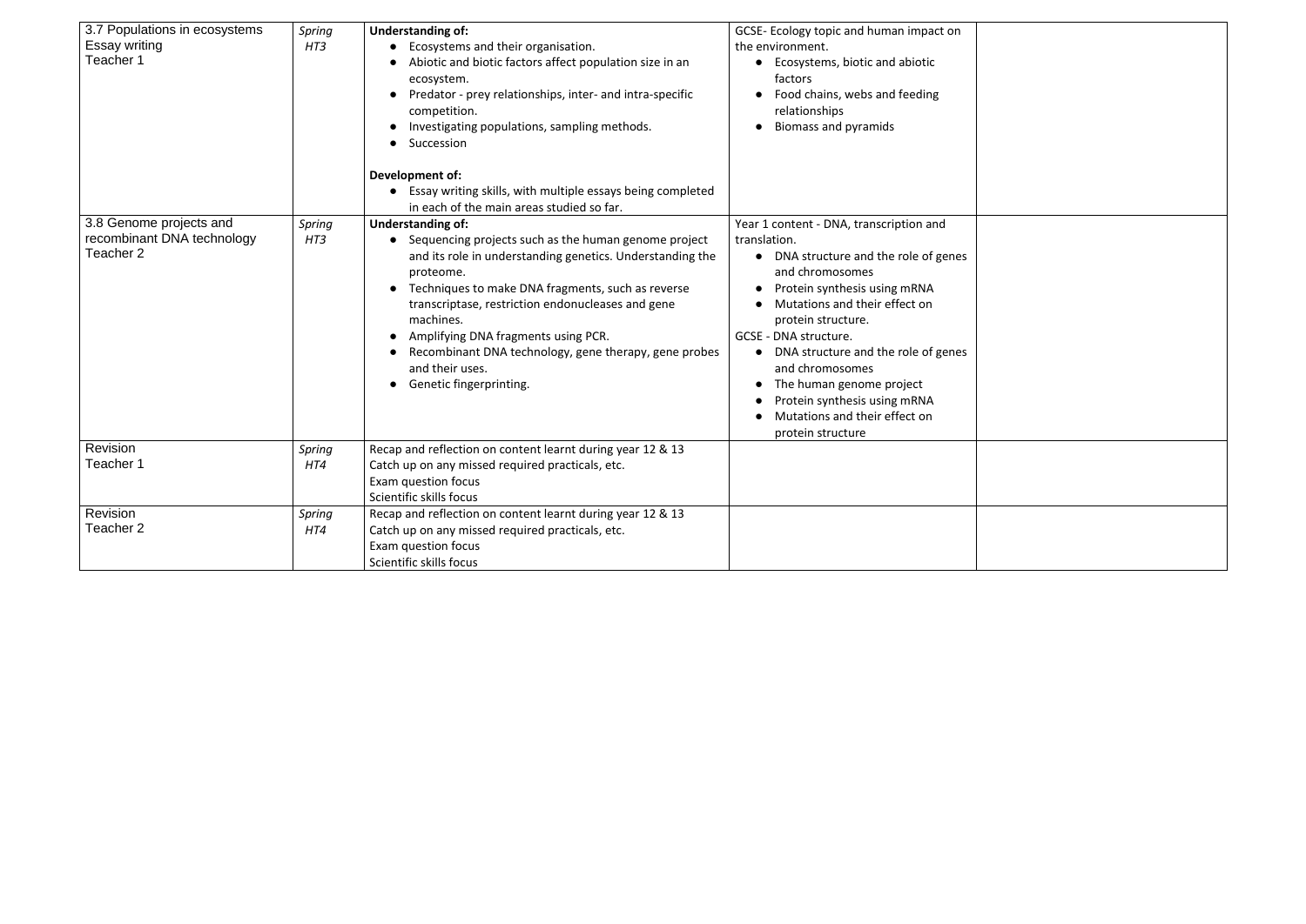| | | | | |
|---|---|---|---|---|
| 3.7 Populations in ecosystems<br>Essay writing<br>Teacher 1 | *Spring HT3* | **Understanding of:**<br>● Ecosystems and their organisation.<br>● Abiotic and biotic factors affect population size in an ecosystem.<br>● Predator - prey relationships, inter- and intra-specific competition.<br>● Investigating populations, sampling methods.<br>● Succession<br><br>**Development of:**<br>● Essay writing skills, with multiple essays being completed in each of the main areas studied so far. | GCSE- Ecology topic and human impact on the environment.<br>● Ecosystems, biotic and abiotic factors<br>● Food chains, webs and feeding relationships<br>● Biomass and pyramids | |
| 3.8 Genome projects and recombinant DNA technology<br>Teacher 2 | *Spring HT3* | **Understanding of:**<br>● Sequencing projects such as the human genome project and its role in understanding genetics. Understanding the proteome.<br>● Techniques to make DNA fragments, such as reverse transcriptase, restriction endonucleases and gene machines.<br>● Amplifying DNA fragments using PCR.<br>● Recombinant DNA technology, gene therapy, gene probes and their uses.<br>● Genetic fingerprinting. | Year 1 content - DNA, transcription and translation.<br>● DNA structure and the role of genes and chromosomes<br>● Protein synthesis using mRNA<br>● Mutations and their effect on protein structure.<br>GCSE - DNA structure.<br>● DNA structure and the role of genes and chromosomes<br>● The human genome project<br>● Protein synthesis using mRNA<br>● Mutations and their effect on protein structure | |
| Revision<br>Teacher 1 | *Spring HT4* | Recap and reflection on content learnt during year 12 & 13<br>Catch up on any missed required practicals, etc.<br>Exam question focus<br>Scientific skills focus | | |
| Revision<br>Teacher 2 | *Spring HT4* | Recap and reflection on content learnt during year 12 & 13<br>Catch up on any missed required practicals, etc.<br>Exam question focus<br>Scientific skills focus | | |